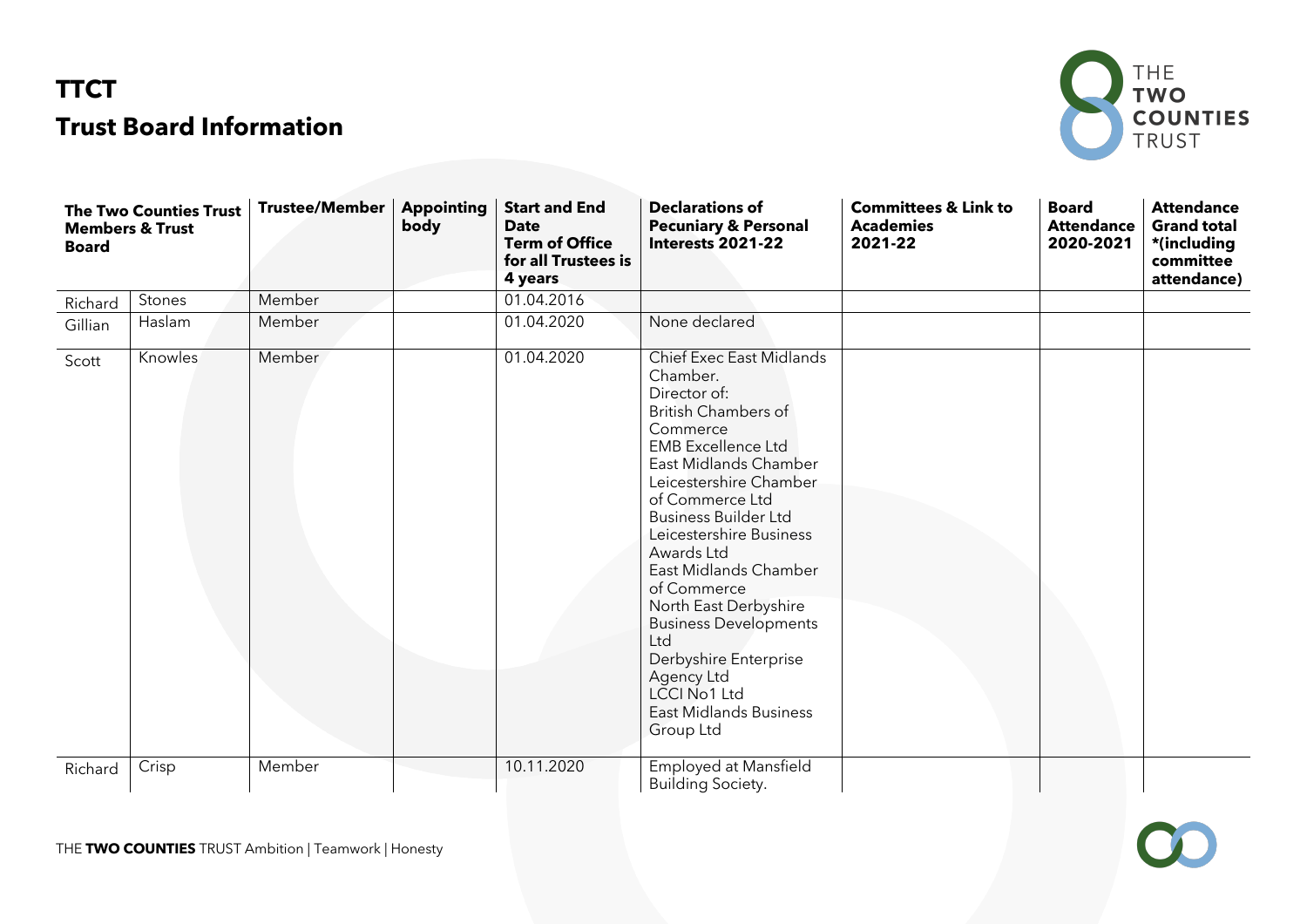# TTCT

## Trust Board Information

| The Two Counties Trust Members & Trust Board | | Trustee/Member | Appointing body | Start and End Date Term of Office for all Trustees is 4 years | Declarations of Pecuniary & Personal Interests 2021-22 | Committees & Link to Academies 2021-22 | Board Attendance 2020-2021 | Attendance Grand total *(including committee attendance) |
|---|---|---|---|---|---|---|---|---|
| Richard | Stones | Member | | 01.04.2016 | | | | |
| Gillian | Haslam | Member | | 01.04.2020 | None declared | | | |
| Scott | Knowles | Member | | 01.04.2020 | Chief Exec East Midlands Chamber.<br>Director of:<br>British Chambers of Commerce<br>EMB Excellence Ltd<br>East Midlands Chamber<br>Leicestershire Chamber of Commerce Ltd<br>Business Builder Ltd<br>Leicestershire Business Awards Ltd<br>East Midlands Chamber of Commerce<br>North East Derbyshire Business Developments Ltd<br>Derbyshire Enterprise Agency Ltd<br>LCCI No1 Ltd<br>East Midlands Business Group Ltd | | | |
| Richard | Crisp | Member | | 10.11.2020 | Employed at Mansfield Building Society. | | | |

THE **TWO COUNTIES** TRUST Ambition | Teamwork | Honesty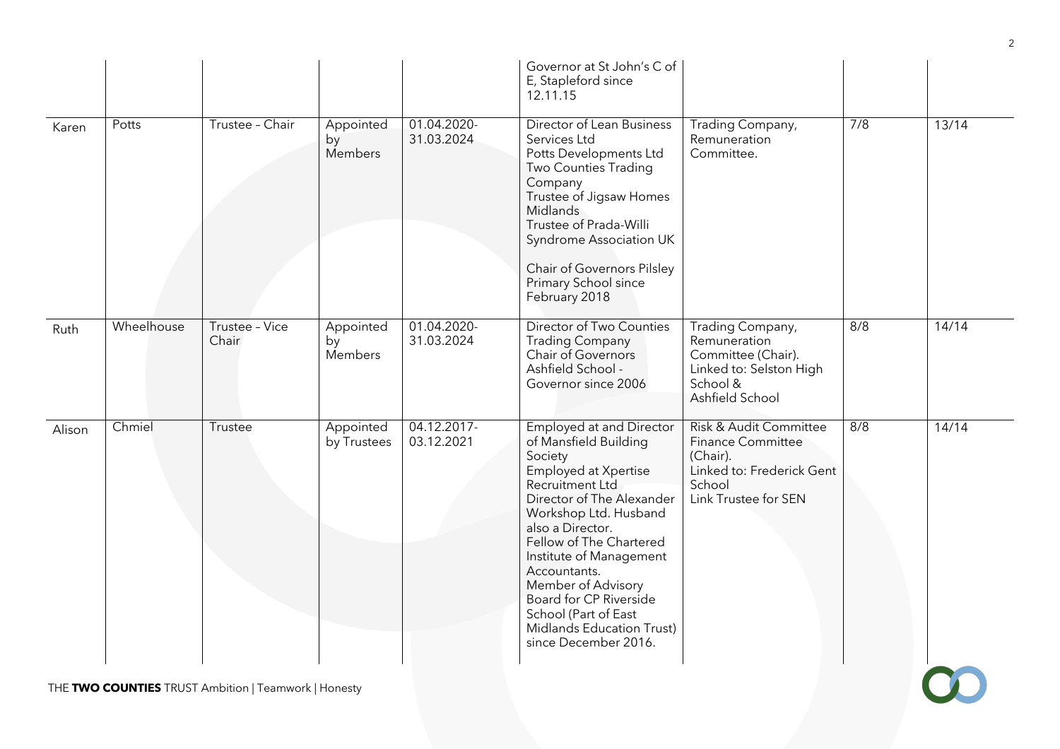| | | | | | | | |
|---|---|---|---|---|---|---|---|
| | | | | | Governor at St John's C of E, Stapleford since 12.11.15 | | | |
| Karen | Potts | Trustee – Chair | Appointed by Members | 01.04.2020-31.03.2024 | Director of Lean Business Services Ltd<br>Potts Developments Ltd<br>Two Counties Trading Company<br>Trustee of Jigsaw Homes Midlands<br>Trustee of Prada-Willi Syndrome Association UK<br><br>Chair of Governors Pilsley Primary School since February 2018 | Trading Company, Remuneration Committee. | 7/8 | 13/14 |
| Ruth | Wheelhouse | Trustee – Vice Chair | Appointed by Members | 01.04.2020-31.03.2024 | Director of Two Counties Trading Company<br>Chair of Governors Ashfield School - Governor since 2006 | Trading Company, Remuneration Committee (Chair).<br>Linked to: Selston High School &<br>Ashfield School | 8/8 | 14/14 |
| Alison | Chmiel | Trustee | Appointed by Trustees | 04.12.2017-03.12.2021 | Employed at and Director of Mansfield Building Society<br>Employed at Xpertise Recruitment Ltd<br>Director of The Alexander Workshop Ltd. Husband also a Director.<br>Fellow of The Chartered Institute of Management Accountants.<br>Member of Advisory Board for CP Riverside School (Part of East Midlands Education Trust) since December 2016. | Risk & Audit Committee<br>Finance Committee (Chair).<br>Linked to: Frederick Gent School<br>Link Trustee for SEN | 8/8 | 14/14 |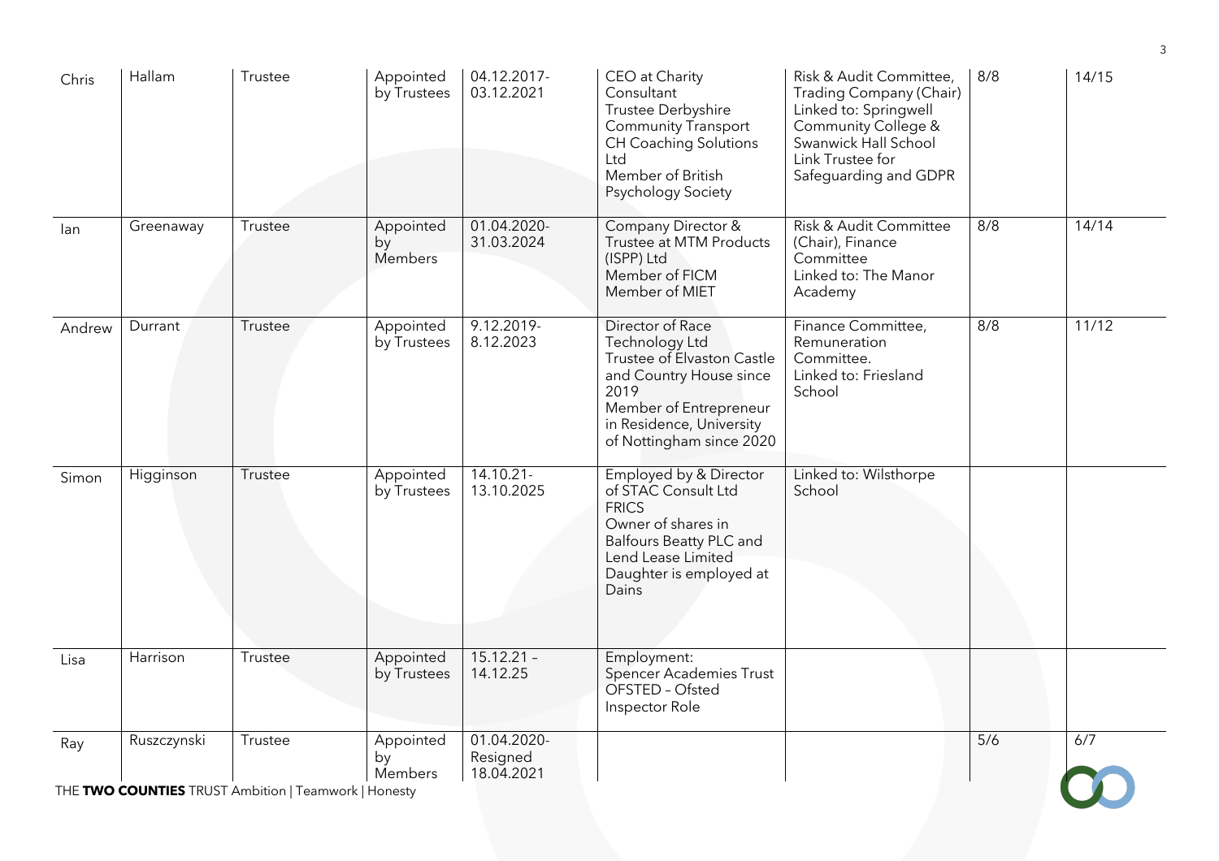| | | | | | | | | |
|---|---|---|---|---|---|---|---|---|
| Chris | Hallam | Trustee | Appointed by Trustees | 04.12.2017-03.12.2021 | CEO at Charity Consultant<br>Trustee Derbyshire Community Transport<br>CH Coaching Solutions Ltd<br>Member of British Psychology Society | Risk & Audit Committee, Trading Company (Chair)<br>Linked to: Springwell Community College & Swanwick Hall School<br>Link Trustee for Safeguarding and GDPR | 8/8 | 14/15 |
| Ian | Greenaway | Trustee | Appointed by Members | 01.04.2020-31.03.2024 | Company Director & Trustee at MTM Products (ISPP) Ltd<br>Member of FICM<br>Member of MIET | Risk & Audit Committee (Chair), Finance Committee<br>Linked to: The Manor Academy | 8/8 | 14/14 |
| Andrew | Durrant | Trustee | Appointed by Trustees | 9.12.2019-8.12.2023 | Director of Race Technology Ltd<br>Trustee of Elvaston Castle and Country House since 2019<br>Member of Entrepreneur in Residence, University of Nottingham since 2020 | Finance Committee, Remuneration Committee.<br>Linked to: Friesland School | 8/8 | 11/12 |
| Simon | Higginson | Trustee | Appointed by Trustees | 14.10.21-13.10.2025 | Employed by & Director of STAC Consult Ltd<br>FRICS<br>Owner of shares in Balfours Beatty PLC and Lend Lease Limited<br>Daughter is employed at Dains | Linked to: Wilsthorpe School | | |
| Lisa | Harrison | Trustee | Appointed by Trustees | 15.12.21 – 14.12.25 | Employment:<br>Spencer Academies Trust<br>OFSTED – Ofsted Inspector Role | | | |
| Ray | Ruszczynski | Trustee | Appointed by Members | 01.04.2020-Resigned 18.04.2021 | | | 5/6 | 6/7 |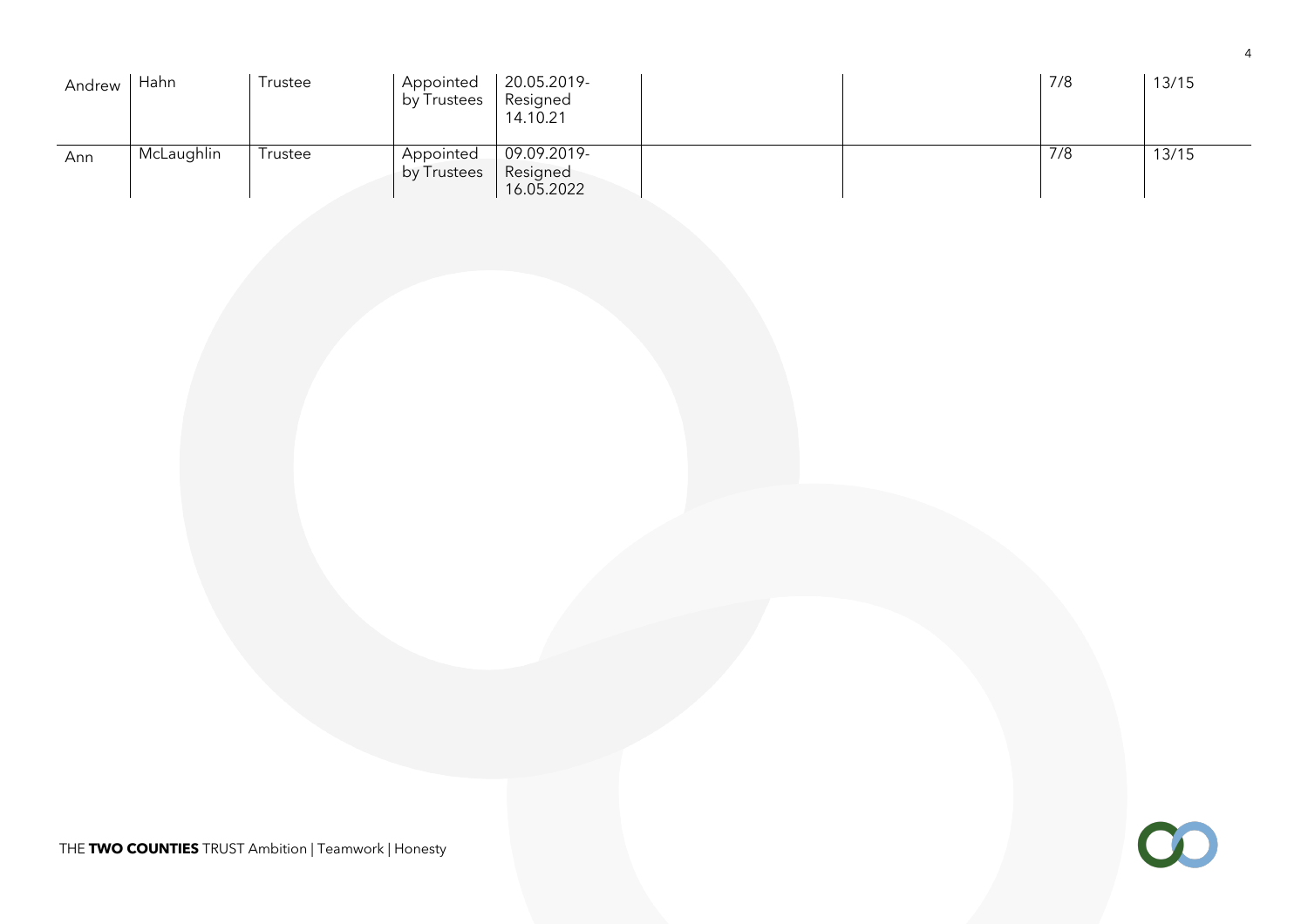| | | | | | | | | |
|---|---|---|---|---|---|---|---|---|
| Andrew | Hahn | Trustee | Appointed by Trustees | 20.05.2019- Resigned 14.10.21 | | | 7/8 | 13/15 |
| Ann | McLaughlin | Trustee | Appointed by Trustees | 09.09.2019- Resigned 16.05.2022 | | | 7/8 | 13/15 |